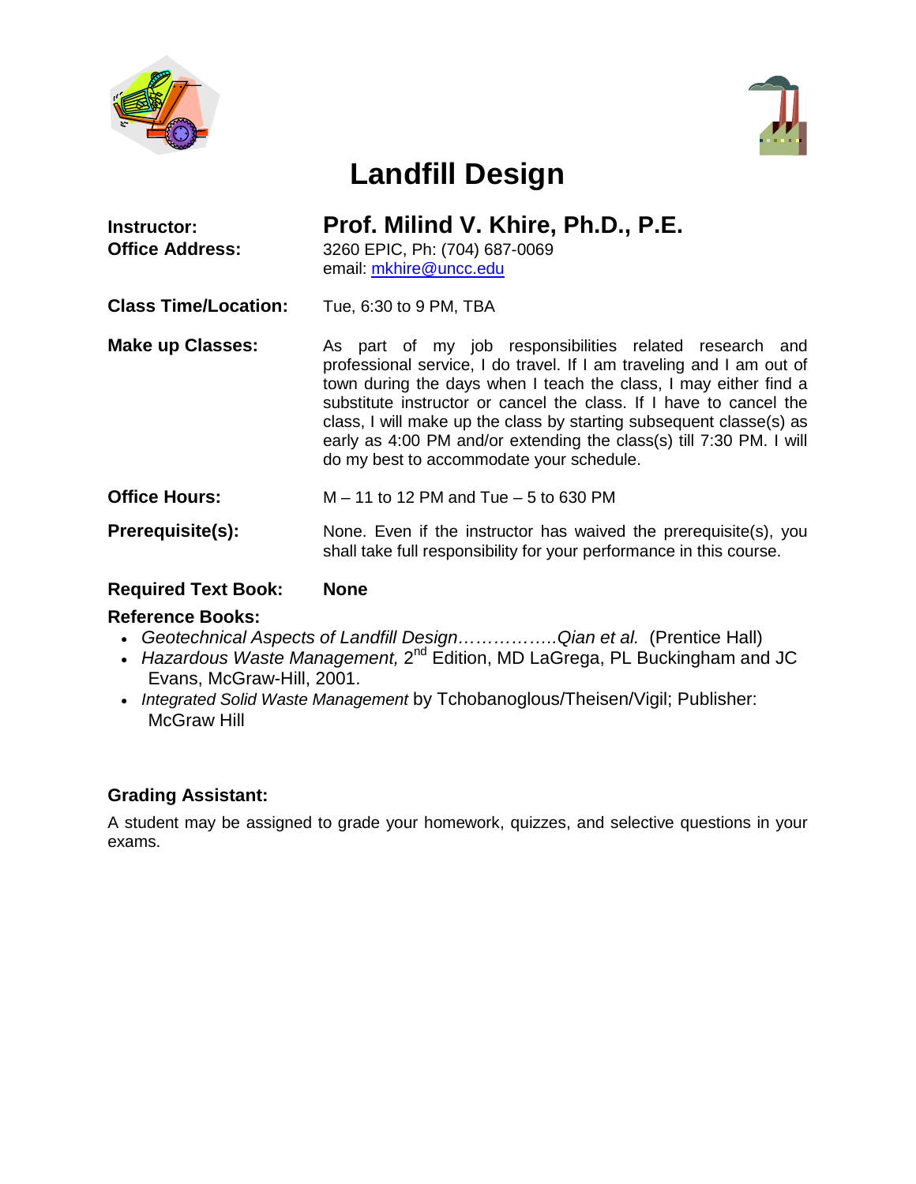# Landfill Design

**Instructor:** **Prof. Milind V. Khire, Ph.D., P.E.**

**Office Address:** 3260 EPIC, Ph: (704) 687-0069
email: mkhire@uncc.edu

**Class Time/Location:** Tue, 6:30 to 9 PM, TBA

**Make up Classes:** As part of my job responsibilities related research and professional service, I do travel. If I am traveling and I am out of town during the days when I teach the class, I may either find a substitute instructor or cancel the class. If I have to cancel the class, I will make up the class by starting subsequent classe(s) as early as 4:00 PM and/or extending the class(s) till 7:30 PM. I will do my best to accommodate your schedule.

**Office Hours:** M – 11 to 12 PM and Tue – 5 to 630 PM

**Prerequisite(s):** None. Even if the instructor has waived the prerequisite(s), you shall take full responsibility for your performance in this course.

**Required Text Book:** **None**

**Reference Books:**

- *Geotechnical Aspects of Landfill Design……………..Qian et al.* (Prentice Hall)
- *Hazardous Waste Management,* 2nd Edition, MD LaGrega, PL Buckingham and JC Evans, McGraw-Hill, 2001.
- *Integrated Solid Waste Management* by Tchobanoglous/Theisen/Vigil; Publisher: McGraw Hill

**Grading Assistant:**

A student may be assigned to grade your homework, quizzes, and selective questions in your exams.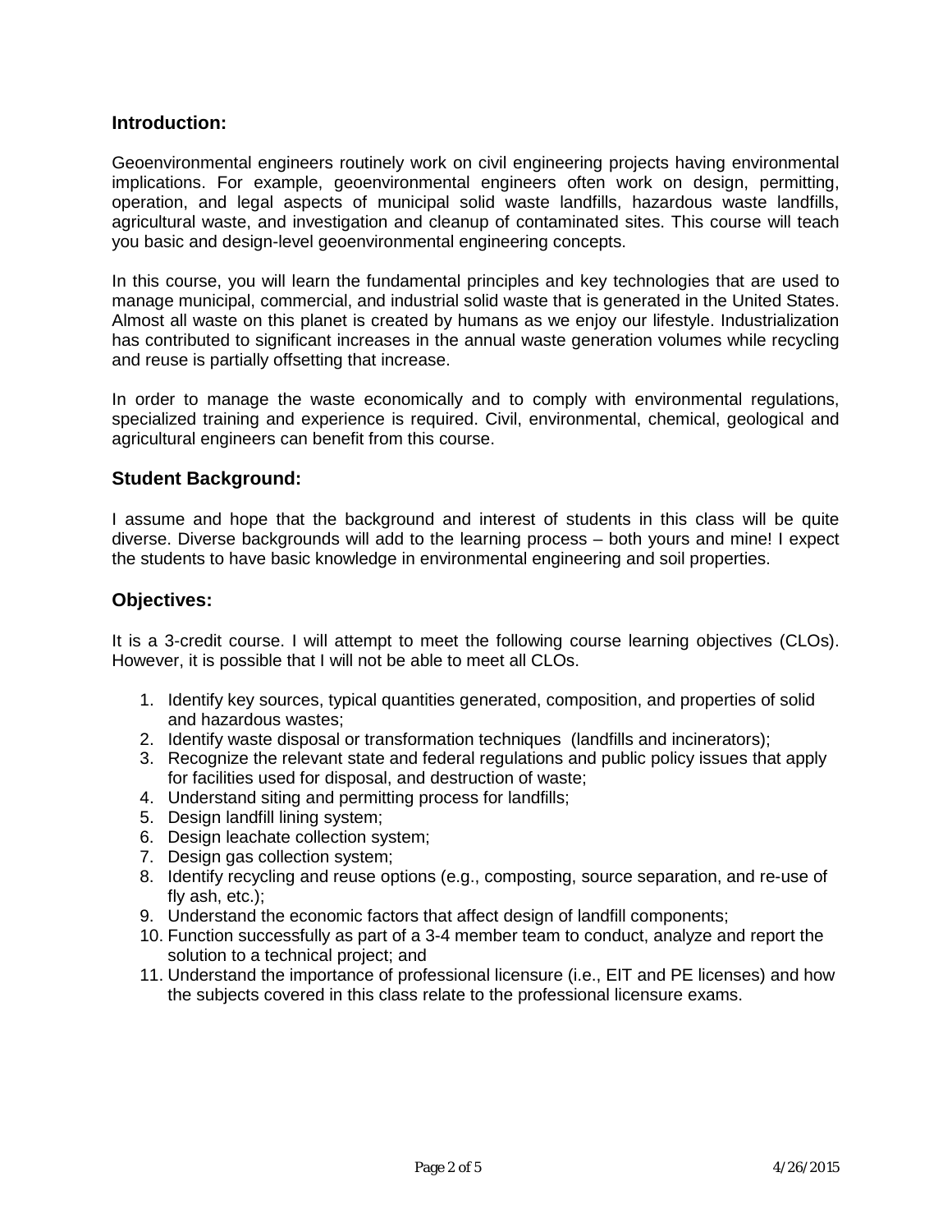## Introduction:

Geoenvironmental engineers routinely work on civil engineering projects having environmental implications. For example, geoenvironmental engineers often work on design, permitting, operation, and legal aspects of municipal solid waste landfills, hazardous waste landfills, agricultural waste, and investigation and cleanup of contaminated sites. This course will teach you basic and design-level geoenvironmental engineering concepts.

In this course, you will learn the fundamental principles and key technologies that are used to manage municipal, commercial, and industrial solid waste that is generated in the United States. Almost all waste on this planet is created by humans as we enjoy our lifestyle. Industrialization has contributed to significant increases in the annual waste generation volumes while recycling and reuse is partially offsetting that increase.

In order to manage the waste economically and to comply with environmental regulations, specialized training and experience is required. Civil, environmental, chemical, geological and agricultural engineers can benefit from this course.

## Student Background:

I assume and hope that the background and interest of students in this class will be quite diverse. Diverse backgrounds will add to the learning process – both yours and mine! I expect the students to have basic knowledge in environmental engineering and soil properties.

## Objectives:

It is a 3-credit course. I will attempt to meet the following course learning objectives (CLOs). However, it is possible that I will not be able to meet all CLOs.

1. Identify key sources, typical quantities generated, composition, and properties of solid and hazardous wastes;
2. Identify waste disposal or transformation techniques (landfills and incinerators);
3. Recognize the relevant state and federal regulations and public policy issues that apply for facilities used for disposal, and destruction of waste;
4. Understand siting and permitting process for landfills;
5. Design landfill lining system;
6. Design leachate collection system;
7. Design gas collection system;
8. Identify recycling and reuse options (e.g., composting, source separation, and re-use of fly ash, etc.);
9. Understand the economic factors that affect design of landfill components;
10. Function successfully as part of a 3-4 member team to conduct, analyze and report the solution to a technical project; and
11. Understand the importance of professional licensure (i.e., EIT and PE licenses) and how the subjects covered in this class relate to the professional licensure exams.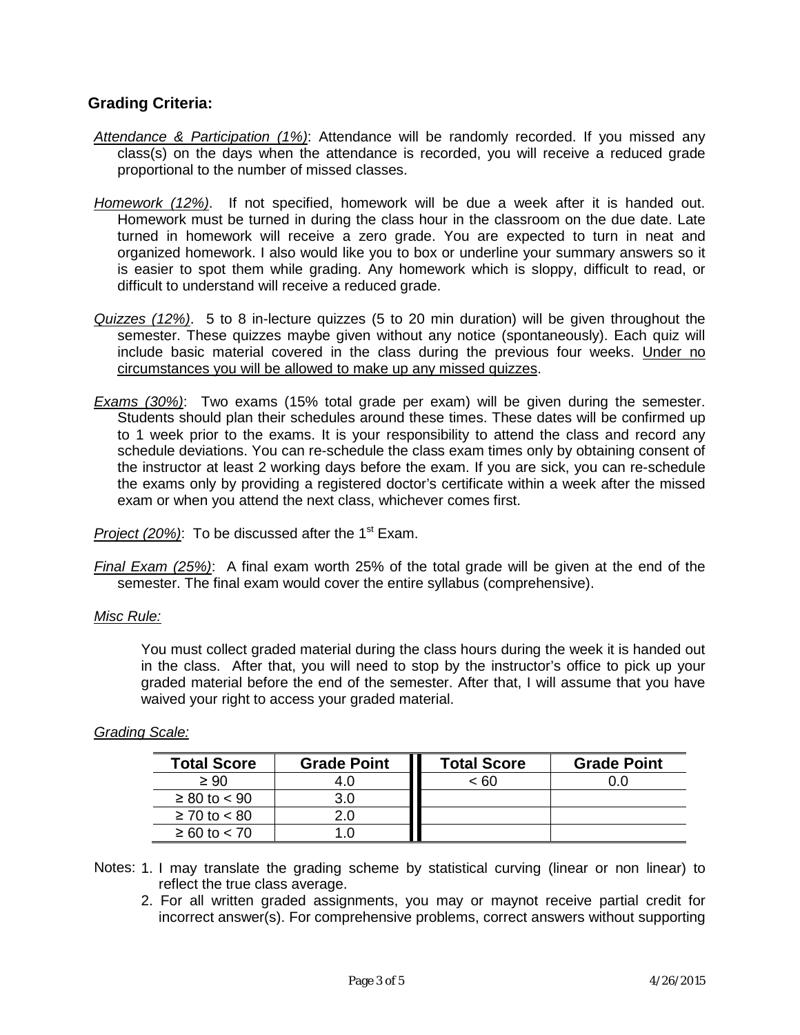## Grading Criteria:

*Attendance & Participation (1%)*: Attendance will be randomly recorded. If you missed any class(s) on the days when the attendance is recorded, you will receive a reduced grade proportional to the number of missed classes.

*Homework (12%)*. If not specified, homework will be due a week after it is handed out. Homework must be turned in during the class hour in the classroom on the due date. Late turned in homework will receive a zero grade. You are expected to turn in neat and organized homework. I also would like you to box or underline your summary answers so it is easier to spot them while grading. Any homework which is sloppy, difficult to read, or difficult to understand will receive a reduced grade.

*Quizzes (12%)*. 5 to 8 in-lecture quizzes (5 to 20 min duration) will be given throughout the semester. These quizzes maybe given without any notice (spontaneously). Each quiz will include basic material covered in the class during the previous four weeks. Under no circumstances you will be allowed to make up any missed quizzes.

*Exams (30%)*: Two exams (15% total grade per exam) will be given during the semester. Students should plan their schedules around these times. These dates will be confirmed up to 1 week prior to the exams. It is your responsibility to attend the class and record any schedule deviations. You can re-schedule the class exam times only by obtaining consent of the instructor at least 2 working days before the exam. If you are sick, you can re-schedule the exams only by providing a registered doctor's certificate within a week after the missed exam or when you attend the next class, whichever comes first.

*Project (20%)*: To be discussed after the 1st Exam.

*Final Exam (25%)*: A final exam worth 25% of the total grade will be given at the end of the semester. The final exam would cover the entire syllabus (comprehensive).

*Misc Rule:*

You must collect graded material during the class hours during the week it is handed out in the class. After that, you will need to stop by the instructor's office to pick up your graded material before the end of the semester. After that, I will assume that you have waived your right to access your graded material.

*Grading Scale:*

| Total Score | Grade Point | Total Score | Grade Point |
|---|---|---|---|
| ≥ 90 | 4.0 | < 60 | 0.0 |
| ≥ 80 to < 90 | 3.0 | | |
| ≥ 70 to < 80 | 2.0 | | |
| ≥ 60 to < 70 | 1.0 | | |

Notes:
1. I may translate the grading scheme by statistical curving (linear or non linear) to reflect the true class average.
2. For all written graded assignments, you may or maynot receive partial credit for incorrect answer(s). For comprehensive problems, correct answers without supporting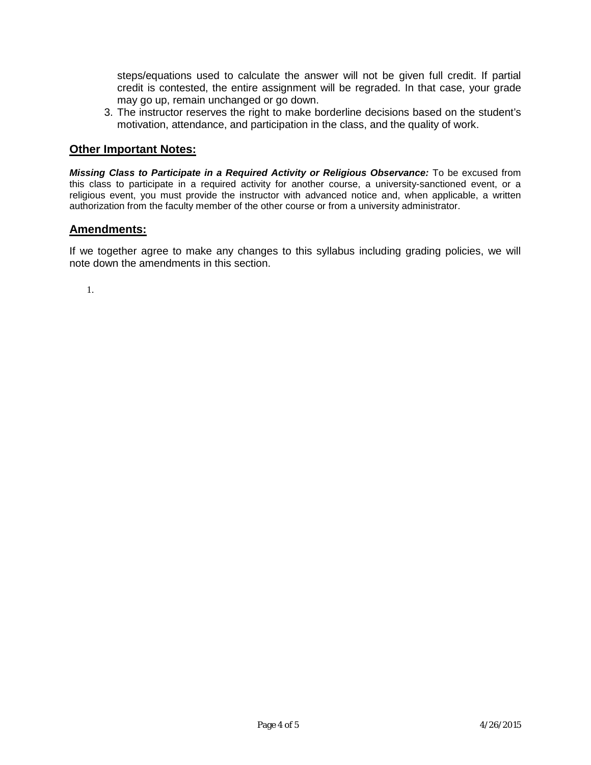steps/equations used to calculate the answer will not be given full credit. If partial credit is contested, the entire assignment will be regraded. In that case, your grade may go up, remain unchanged or go down.

3. The instructor reserves the right to make borderline decisions based on the student's motivation, attendance, and participation in the class, and the quality of work.

## **Other Important Notes:**

***Missing Class to Participate in a Required Activity or Religious Observance:*** To be excused from this class to participate in a required activity for another course, a university-sanctioned event, or a religious event, you must provide the instructor with advanced notice and, when applicable, a written authorization from the faculty member of the other course or from a university administrator.

## **Amendments:**

If we together agree to make any changes to this syllabus including grading policies, we will note down the amendments in this section.

1.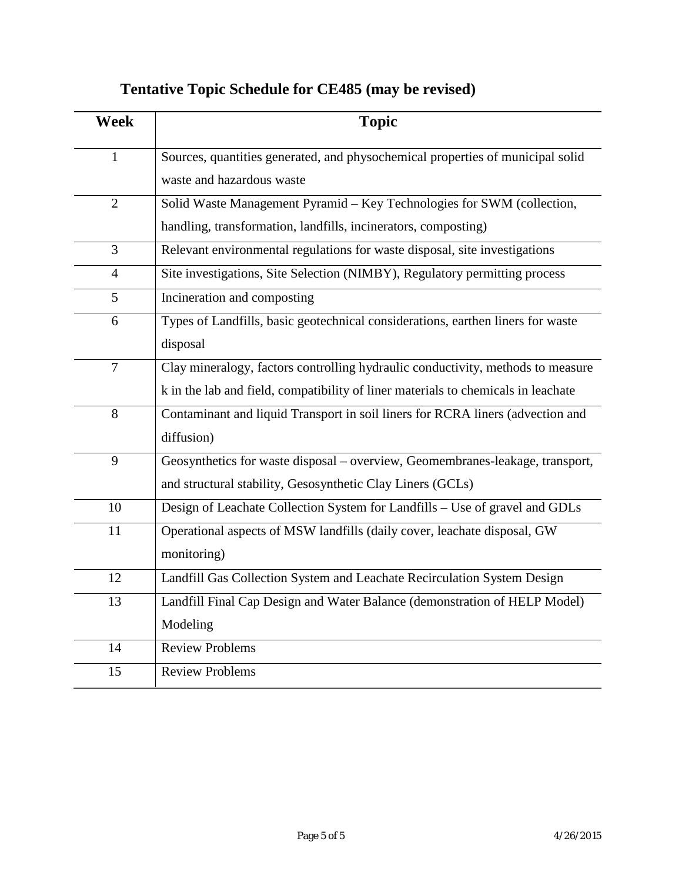## Tentative Topic Schedule for CE485 (may be revised)

| Week | Topic |
|---|---|
| 1 | Sources, quantities generated, and physochemical properties of municipal solid waste and hazardous waste |
| 2 | Solid Waste Management Pyramid – Key Technologies for SWM (collection, handling, transformation, landfills, incinerators, composting) |
| 3 | Relevant environmental regulations for waste disposal, site investigations |
| 4 | Site investigations, Site Selection (NIMBY), Regulatory permitting process |
| 5 | Incineration and composting |
| 6 | Types of Landfills, basic geotechnical considerations, earthen liners for waste disposal |
| 7 | Clay mineralogy, factors controlling hydraulic conductivity, methods to measure k in the lab and field, compatibility of liner materials to chemicals in leachate |
| 8 | Contaminant and liquid Transport in soil liners for RCRA liners (advection and diffusion) |
| 9 | Geosynthetics for waste disposal – overview, Geomembranes-leakage, transport, and structural stability, Gesosynthetic Clay Liners (GCLs) |
| 10 | Design of Leachate Collection System for Landfills – Use of gravel and GDLs |
| 11 | Operational aspects of MSW landfills (daily cover, leachate disposal, GW monitoring) |
| 12 | Landfill Gas Collection System and Leachate Recirculation System Design |
| 13 | Landfill Final Cap Design and Water Balance (demonstration of HELP Model) Modeling |
| 14 | Review Problems |
| 15 | Review Problems |